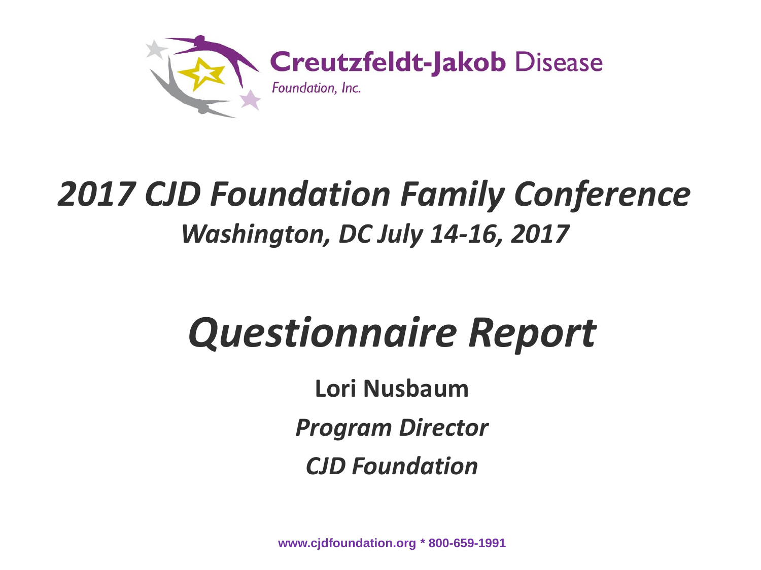**Creutzfeldt-Jakob Disease**
*Foundation, Inc.*

# *2017 CJD Foundation Family Conference*

## *Washington, DC July 14-16, 2017*

# *Questionnaire Report*

**Lori Nusbaum**

***Program Director***

***CJD Foundation***

www.cjdfoundation.org * 800-659-1991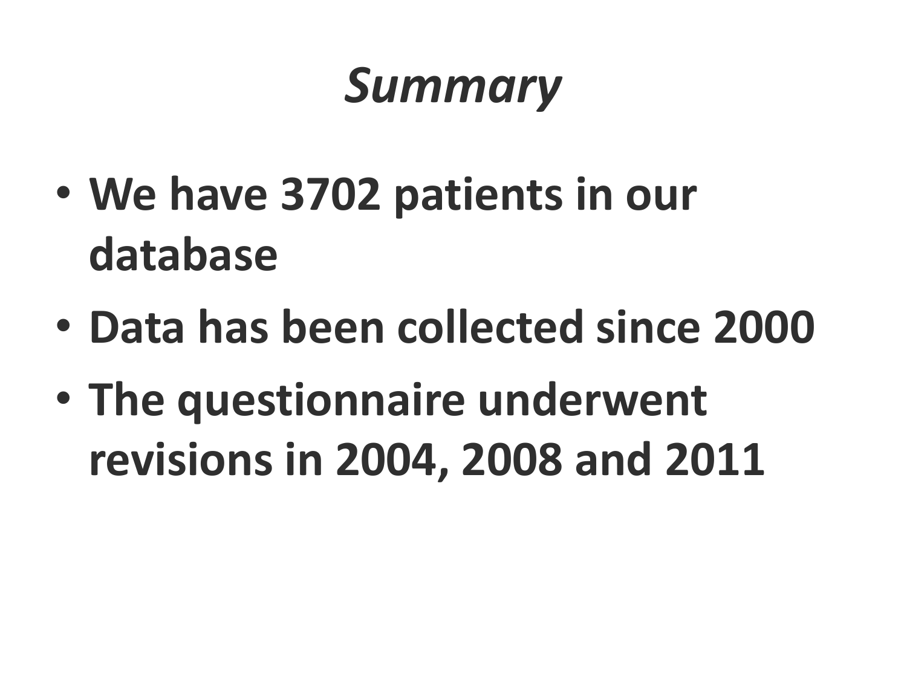# *Summary*

- **We have 3702 patients in our database**
- **Data has been collected since 2000**
- **The questionnaire underwent revisions in 2004, 2008 and 2011**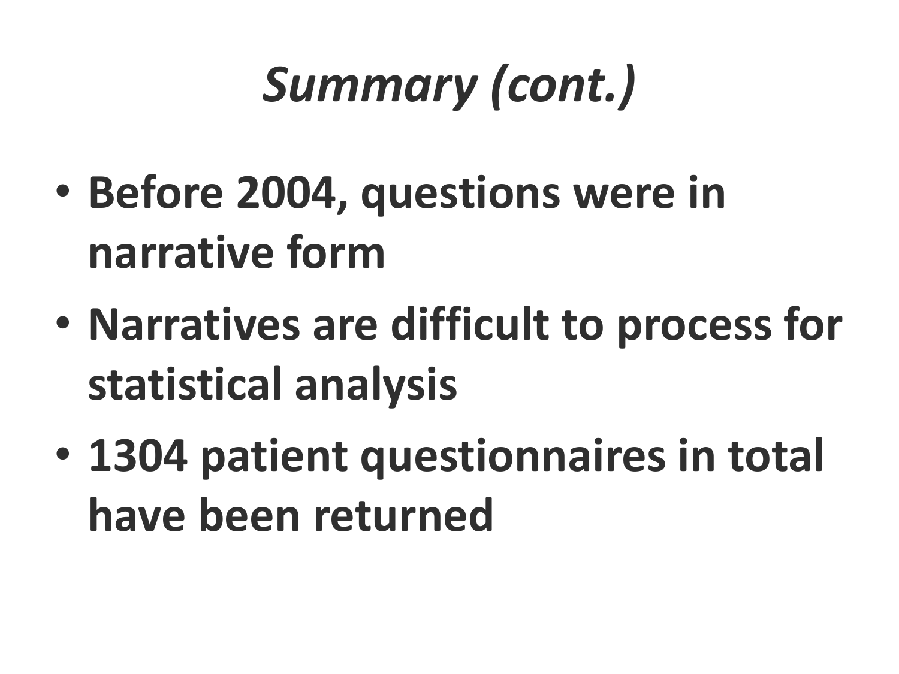# *Summary (cont.)*

- **Before 2004, questions were in narrative form**
- **Narratives are difficult to process for statistical analysis**
- **1304 patient questionnaires in total have been returned**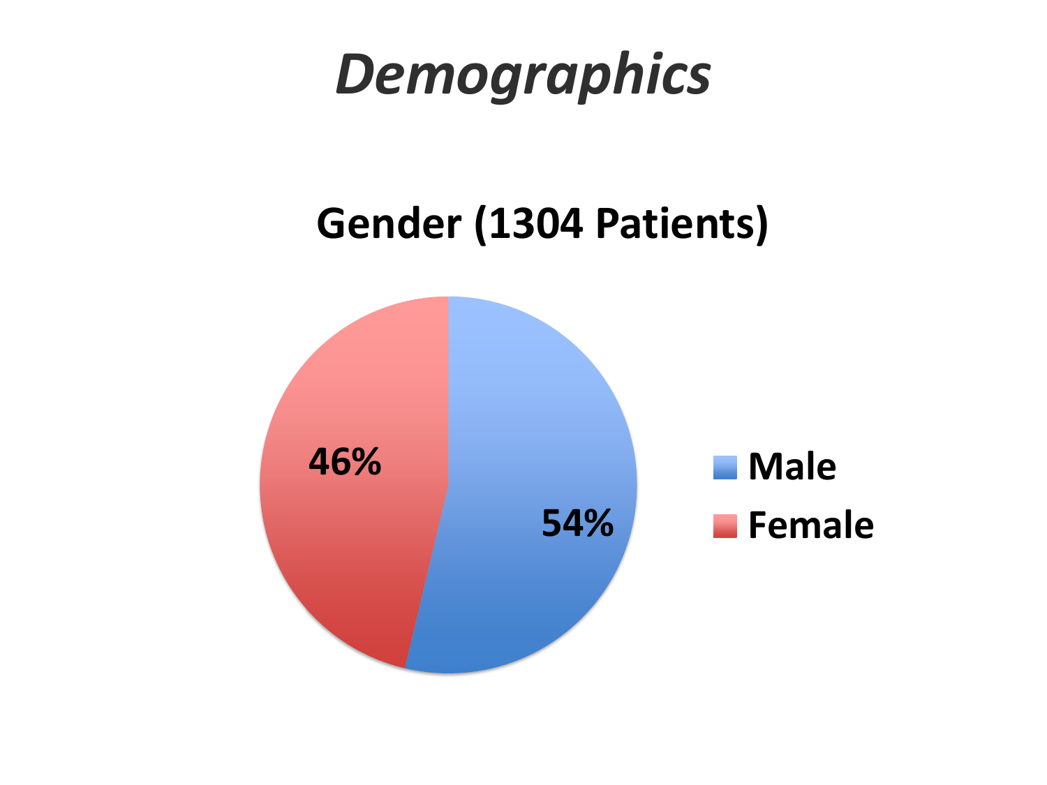# *Demographics*

## Gender (1304 Patients)

| Gender | Percentage |
|---|---|
| Male | 54% |
| Female | 46% |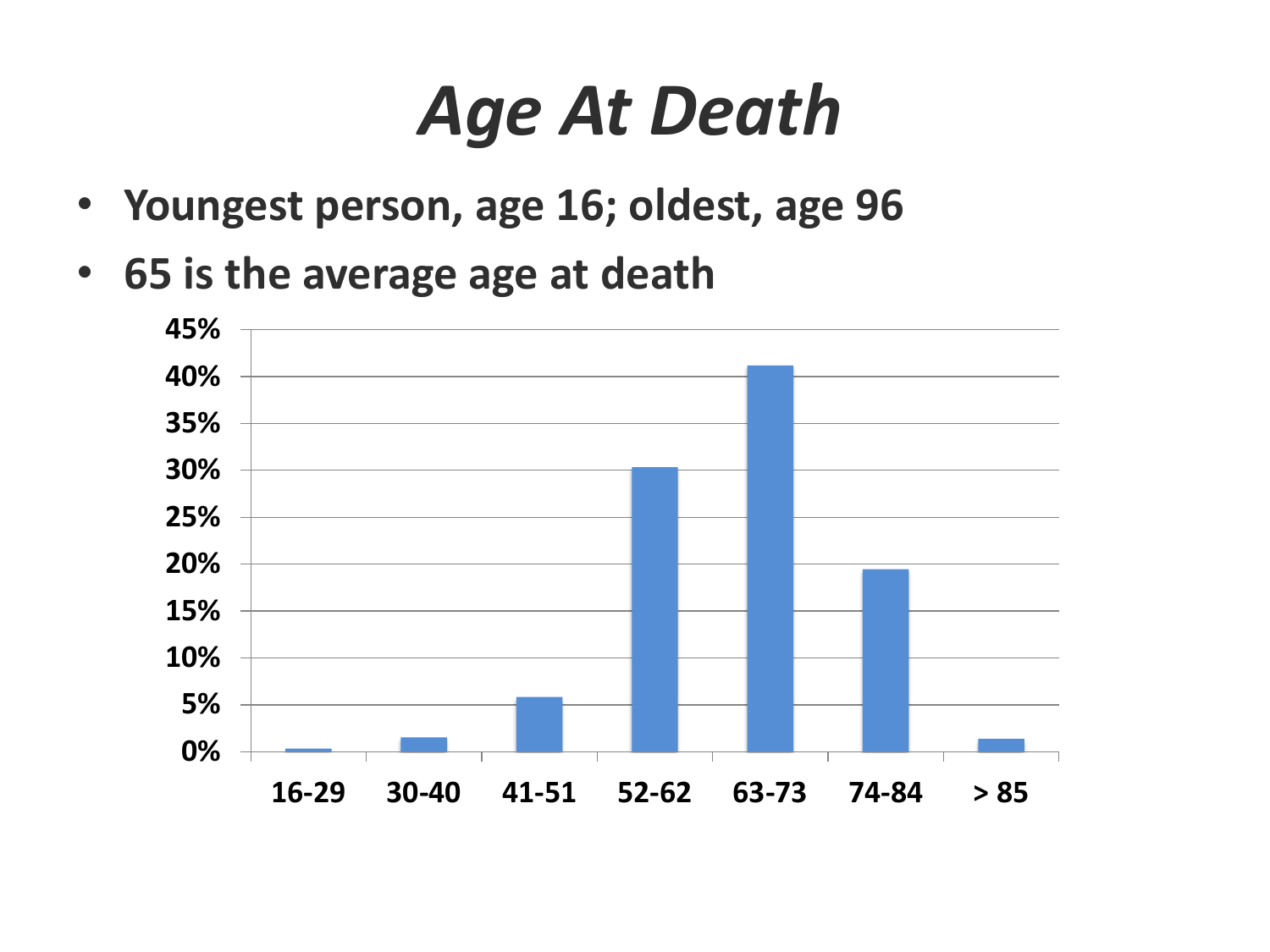# *Age At Death*

- **Youngest person, age 16; oldest, age 96**
- **65 is the average age at death**

| Age | Percentage |
|---|---|
| 16-29 | ~0.3% |
| 30-40 | ~1.5% |
| 41-51 | ~6% |
| 52-62 | ~30% |
| 63-73 | ~41% |
| 74-84 | ~19.5% |
| > 85 | ~1.4% |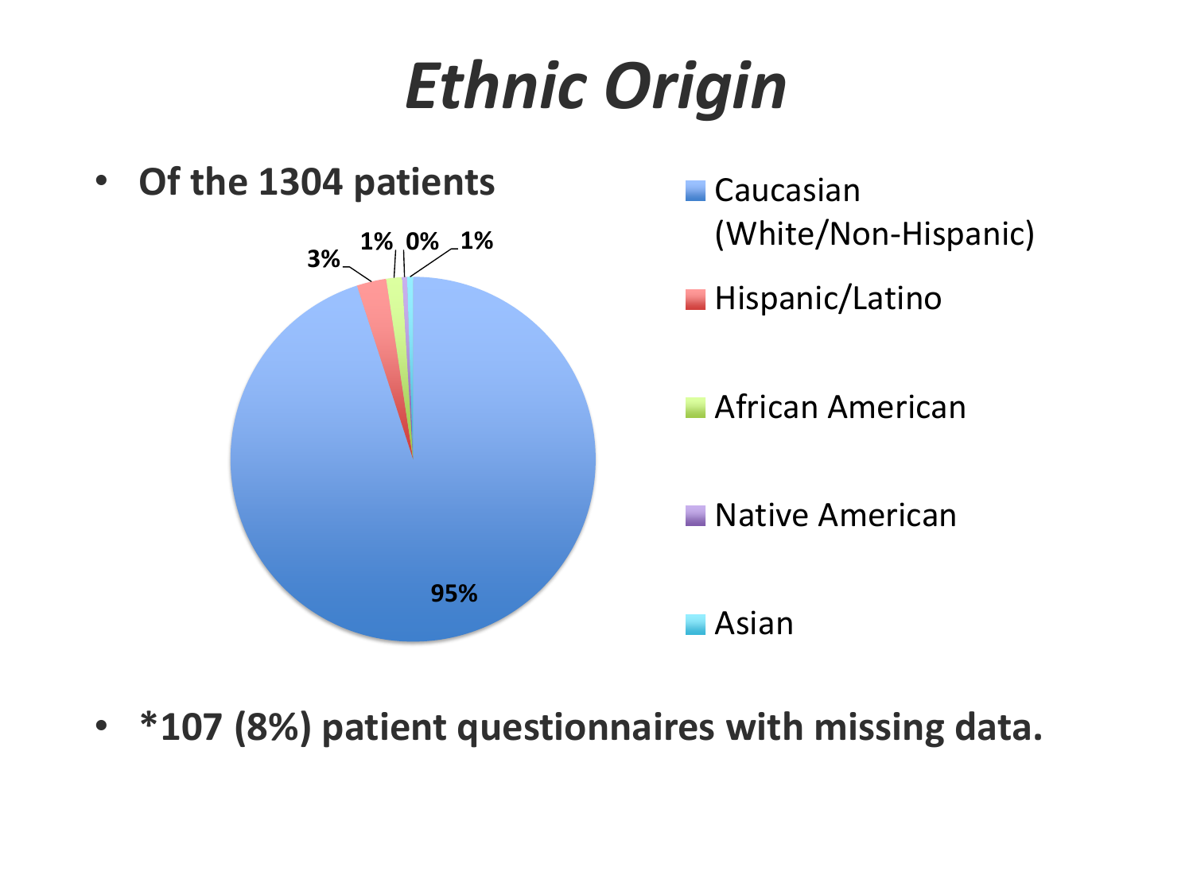# *Ethnic Origin*

- **Of the 1304 patients**

| Ethnic Origin | Percentage |
|---|---|
| Caucasian (White/Non-Hispanic) | 95% |
| Hispanic/Latino | 3% |
| African American | 1% |
| Native American | 0% |
| Asian | 1% |

- **\*107 (8%) patient questionnaires with missing data.**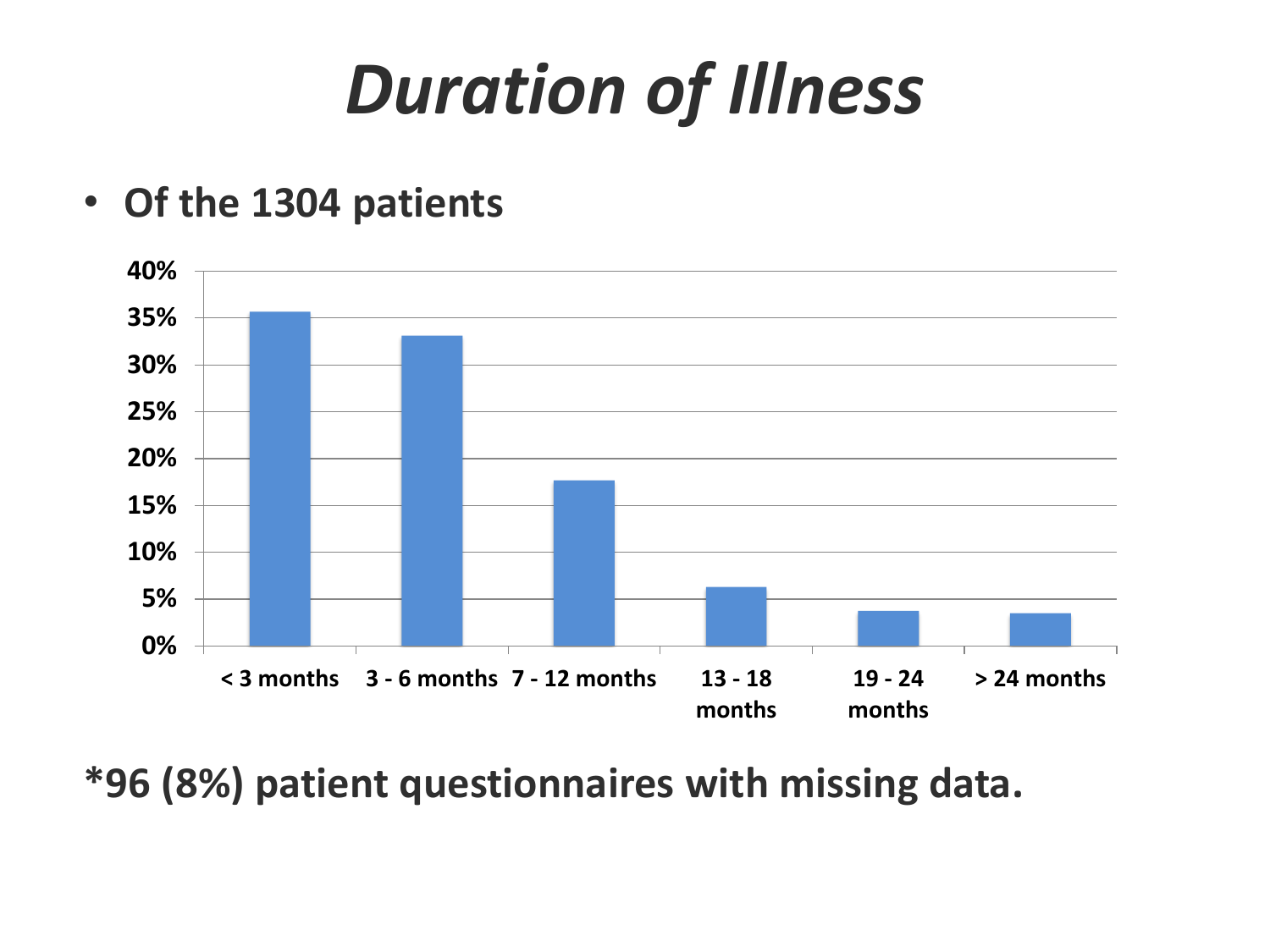# *Duration of Illness*

- **Of the 1304 patients**

| Duration | Percentage (approx.) |
|---|---|
| < 3 months | ~36% |
| 3 - 6 months | ~33% |
| 7 - 12 months | ~18% |
| 13 - 18 months | ~6% |
| 19 - 24 months | ~4% |
| > 24 months | ~4% |

**\*96 (8%) patient questionnaires with missing data.**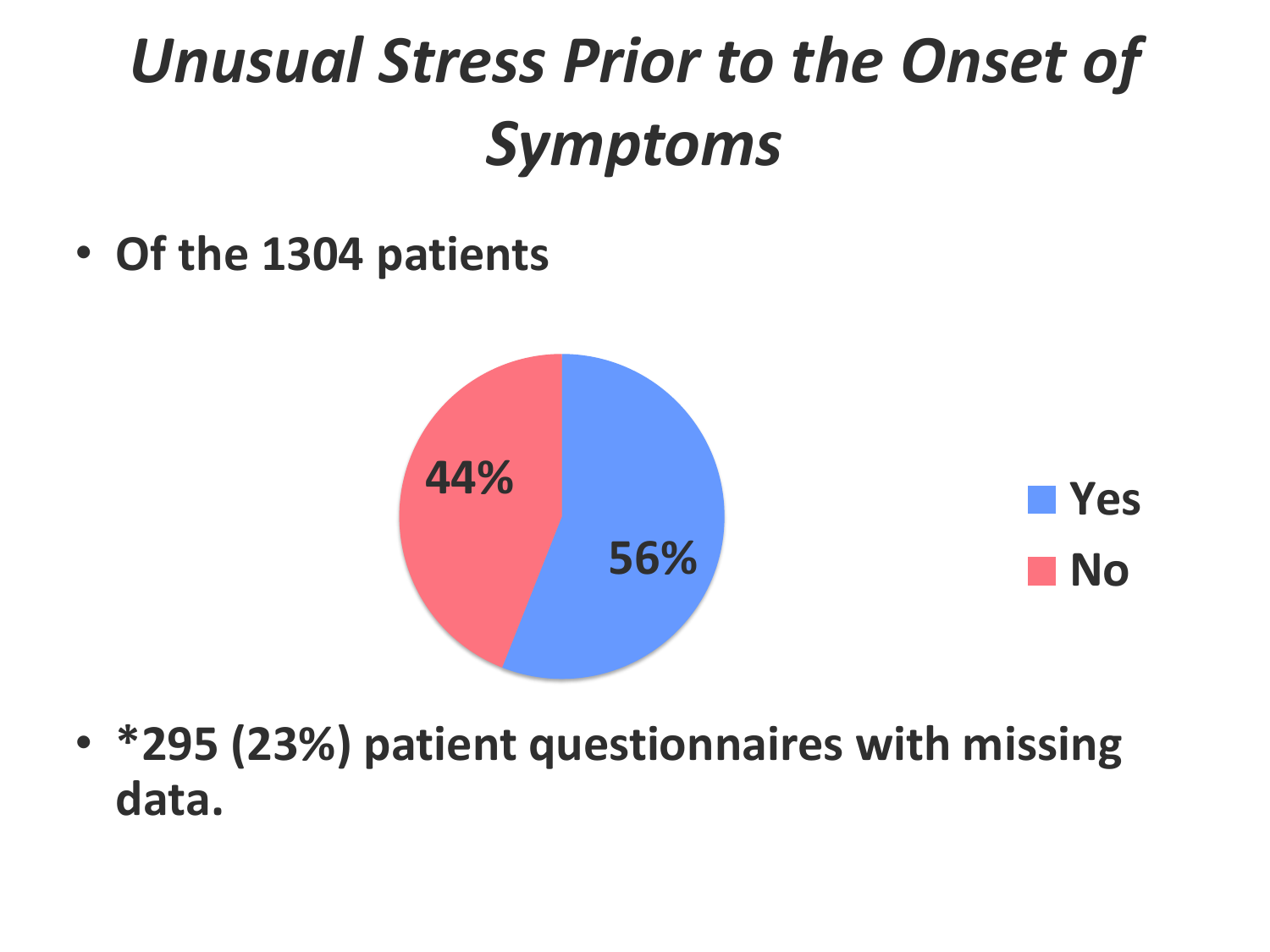# *Unusual Stress Prior to the Onset of Symptoms*

- **Of the 1304 patients**

| Response | Percentage |
| --- | --- |
| Yes | 56% |
| No | 44% |

- **\*295 (23%) patient questionnaires with missing data.**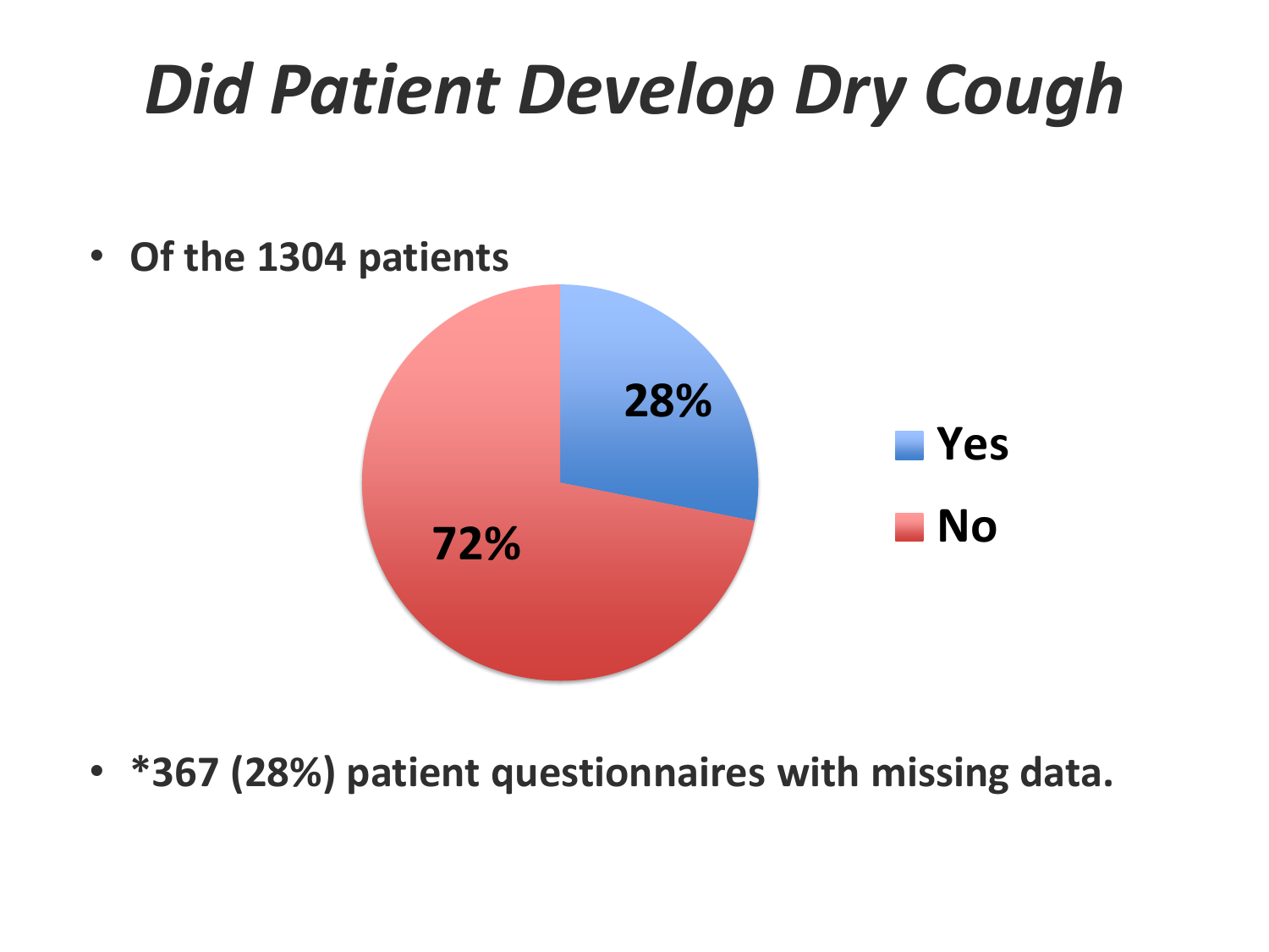# *Did Patient Develop Dry Cough*

- Of the 1304 patients

| | |
|---|---|
| Yes | 28% |
| No | 72% |

- *367 (28%) patient questionnaires with missing data.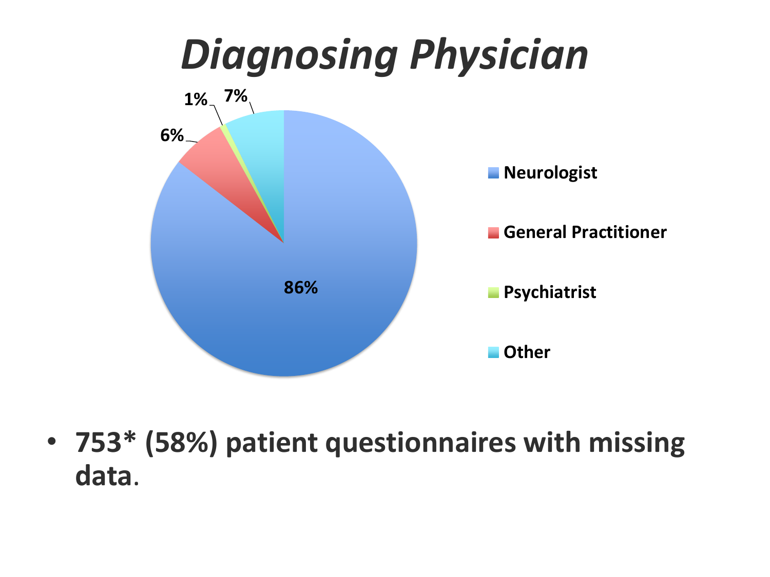# *Diagnosing Physician*

| Diagnosing Physician | % |
|---|---|
| Neurologist | 86% |
| General Practitioner | 6% |
| Psychiatrist | 1% |
| Other | 7% |

- **753* (58%) patient questionnaires with missing data.**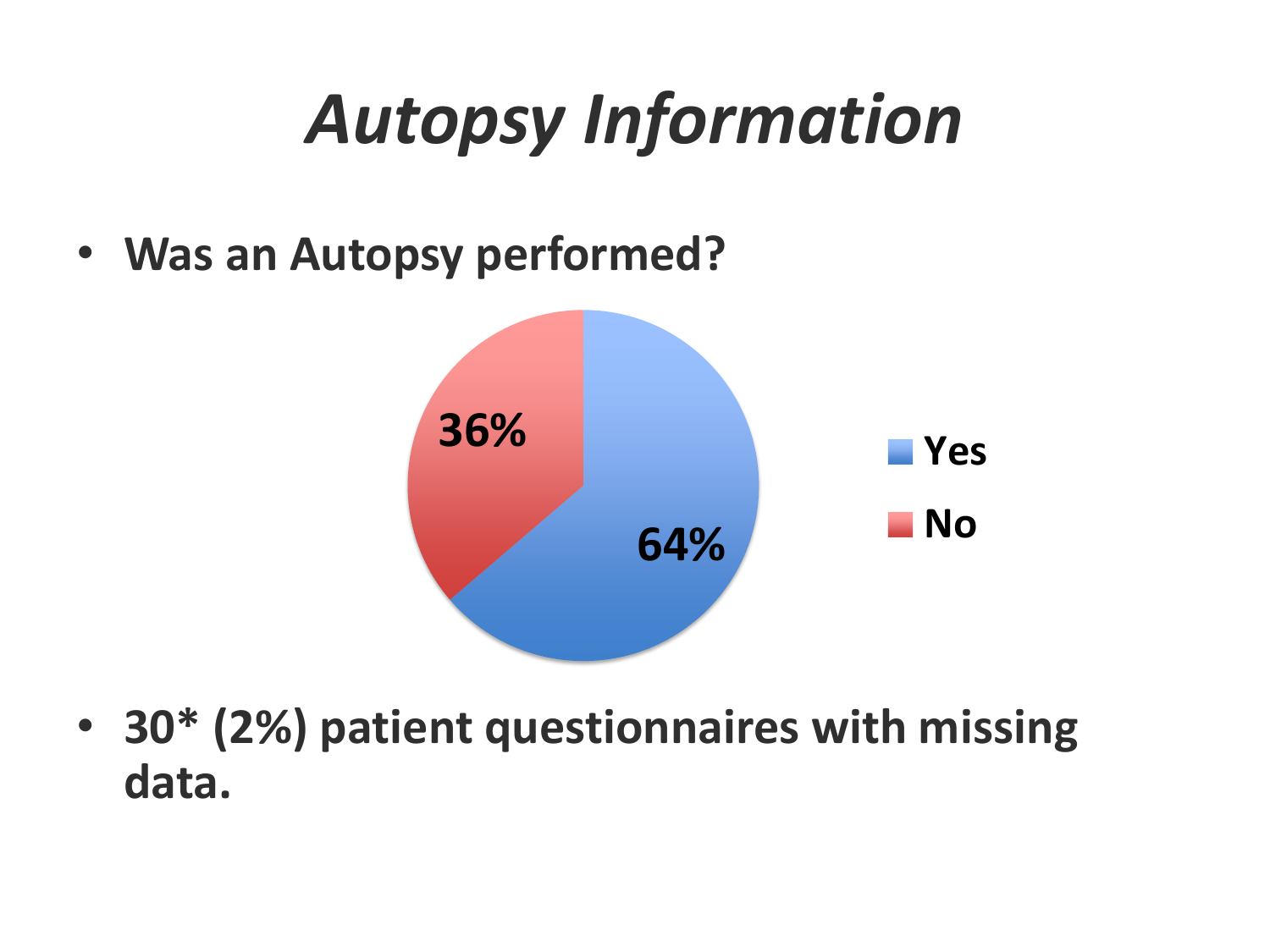# *Autopsy Information*

- **Was an Autopsy performed?**

| Response | Percentage |
| --- | --- |
| Yes | 64% |
| No | 36% |

- **30* (2%) patient questionnaires with missing data.**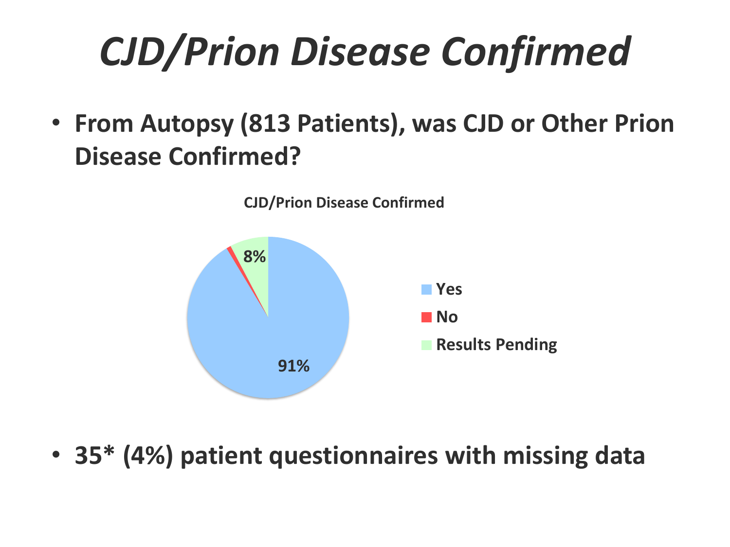# CJD/Prion Disease Confirmed

- **From Autopsy (813 Patients), was CJD or Other Prion Disease Confirmed?**

**CJD/Prion Disease Confirmed**

| Response | Percentage |
| --- | --- |
| Yes | 91% |
| No | |
| Results Pending | 8% |

- **35* (4%) patient questionnaires with missing data**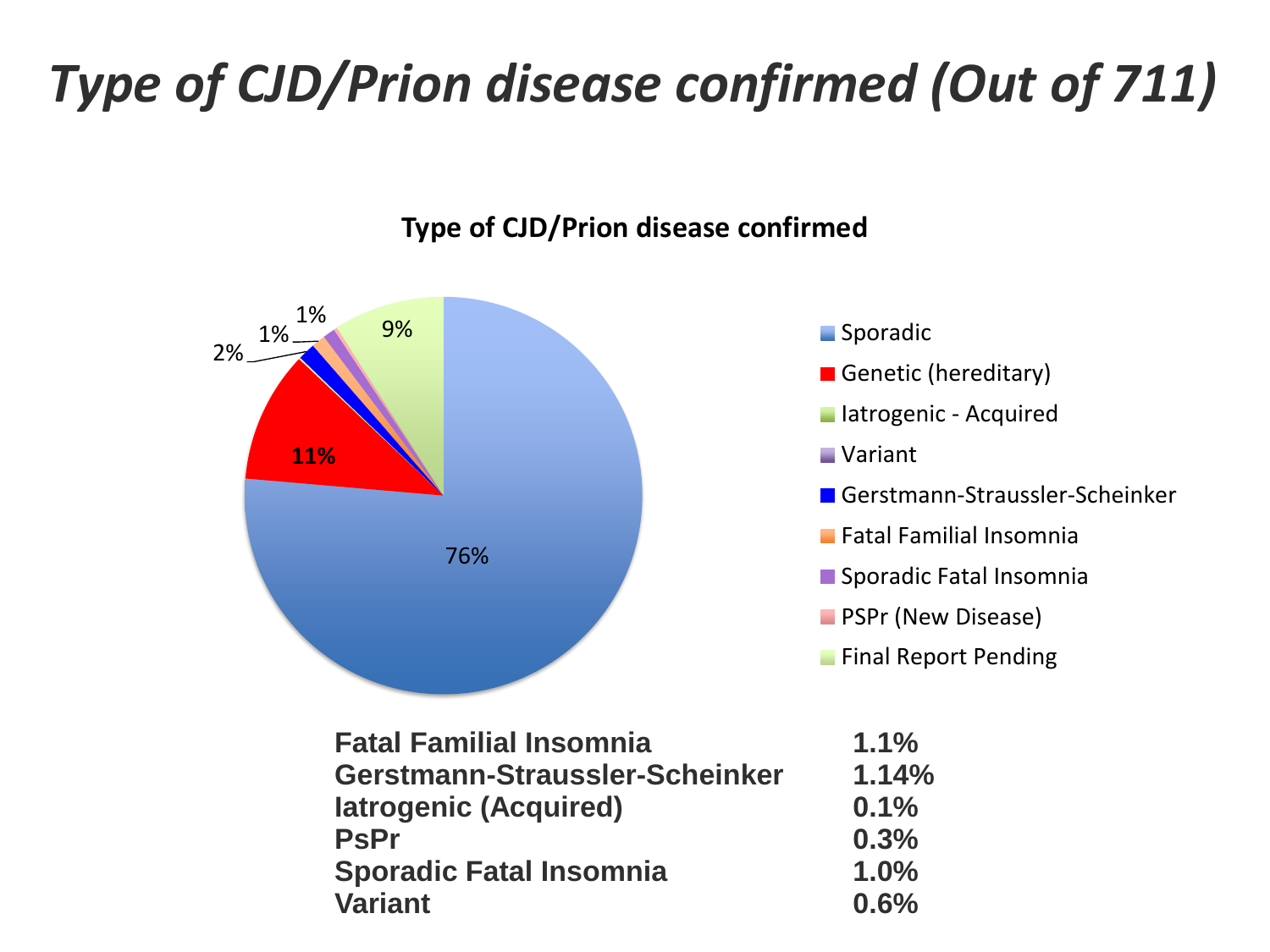# *Type of CJD/Prion disease confirmed (Out of 711)*

**Type of CJD/Prion disease confirmed**

| Category | Percentage |
|---|---|
| Sporadic | 76% |
| Genetic (hereditary) | 11% |
| Iatrogenic - Acquired | |
| Variant | |
| Gerstmann-Straussler-Scheinker | 2% |
| Fatal Familial Insomnia | 1% |
| Sporadic Fatal Insomnia | 1% |
| PSPr (New Disease) | |
| Final Report Pending | 9% |

| | |
|---|---|
| **Fatal Familial Insomnia** | **1.1%** |
| **Gerstmann-Straussler-Scheinker** | **1.14%** |
| **Iatrogenic (Acquired)** | **0.1%** |
| **PsPr** | **0.3%** |
| **Sporadic Fatal Insomnia** | **1.0%** |
| **Variant** | **0.6%** |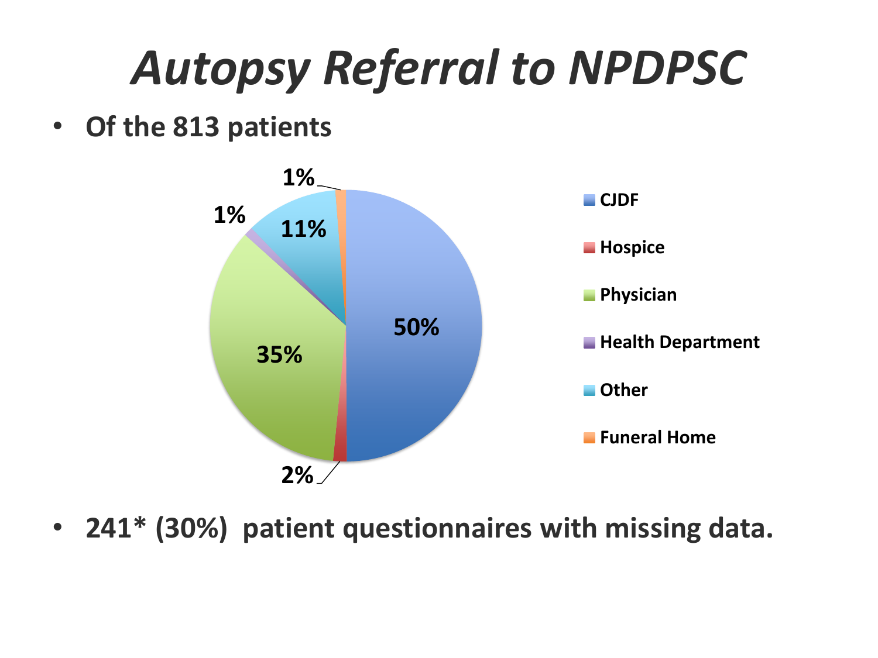# *Autopsy Referral to NPDPSC*

- **Of the 813 patients**

| Referral source | Percentage |
|---|---|
| CJDF | 50% |
| Hospice | 2% |
| Physician | 35% |
| Health Department | 1% |
| Other | 11% |
| Funeral Home | 1% |

- **241* (30%) patient questionnaires with missing data.**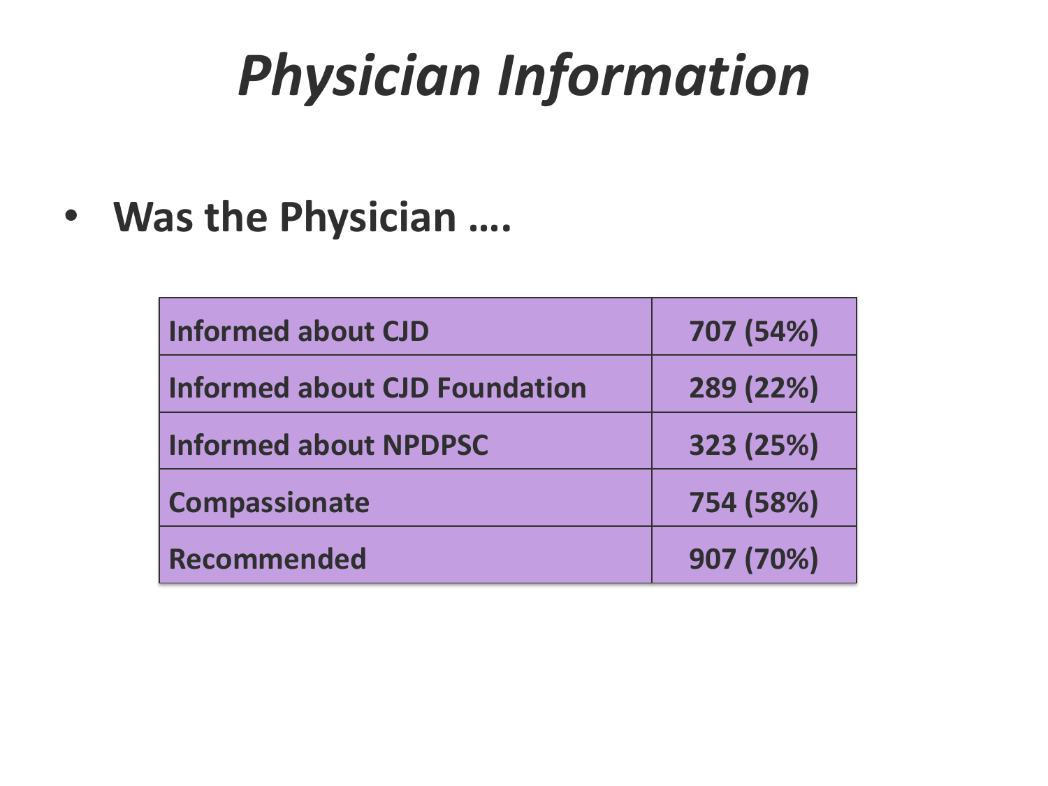# *Physician Information*

- **Was the Physician ….**

| Informed about CJD | 707 (54%) |
|---|---|
| Informed about CJD Foundation | 289 (22%) |
| Informed about NPDPSC | 323 (25%) |
| Compassionate | 754 (58%) |
| Recommended | 907 (70%) |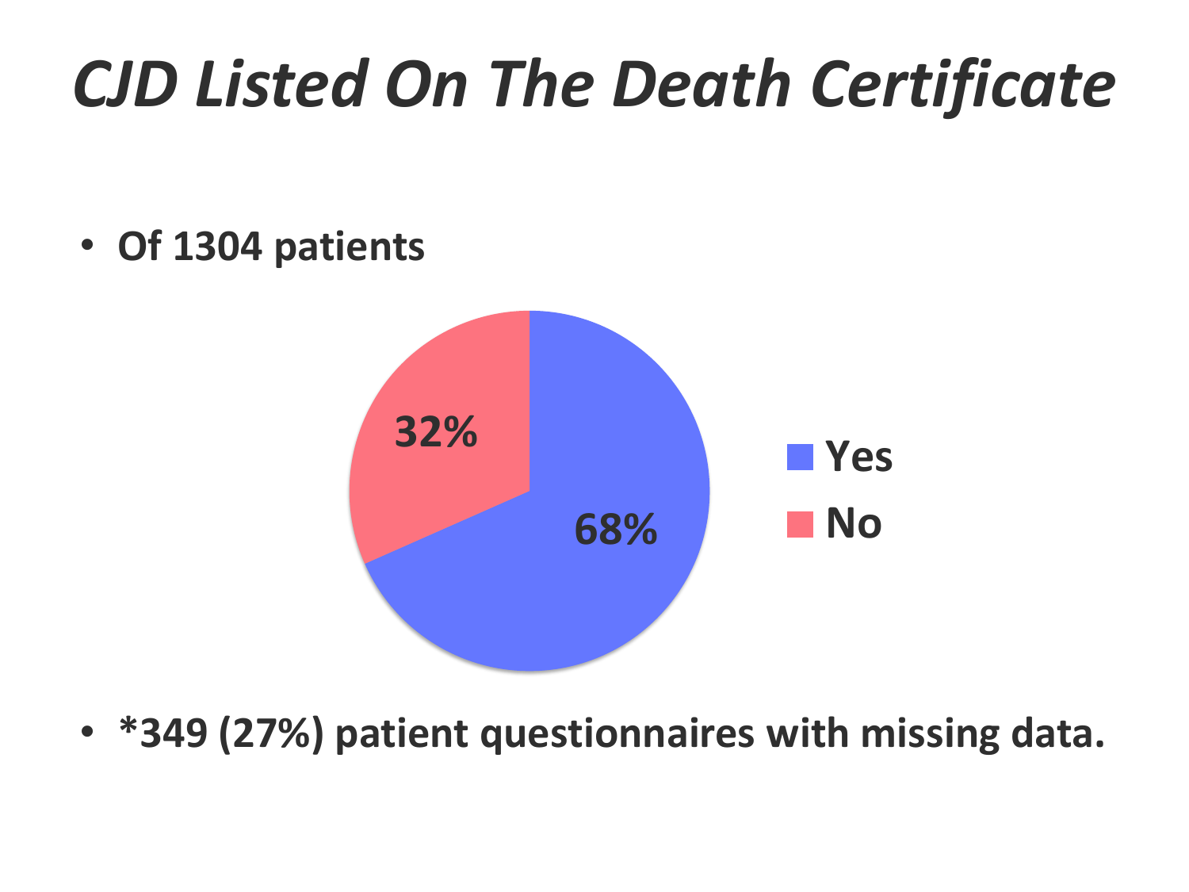# *CJD Listed On The Death Certificate*

- **Of 1304 patients**

| | |
|---|---|
| Yes | 68% |
| No | 32% |

- ***349 (27%) patient questionnaires with missing data.**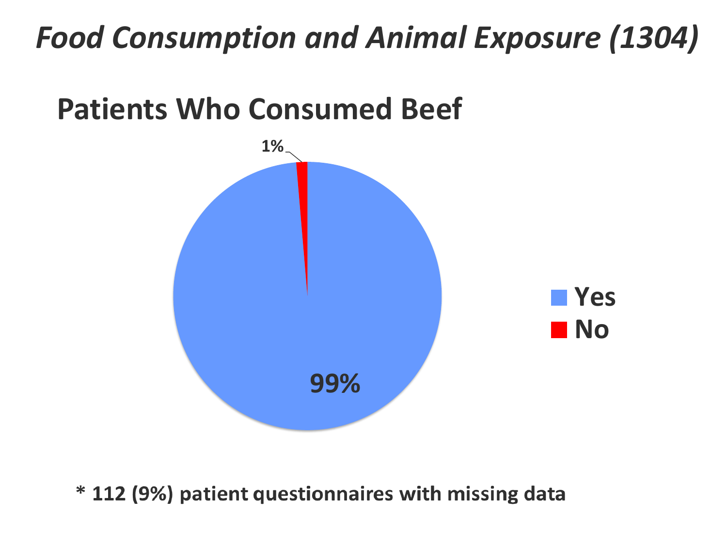# *Food Consumption and Animal Exposure (1304)*

## Patients Who Consumed Beef

| Response | Percentage |
|---|---|
| Yes | 99% |
| No | 1% |

**\* 112 (9%) patient questionnaires with missing data**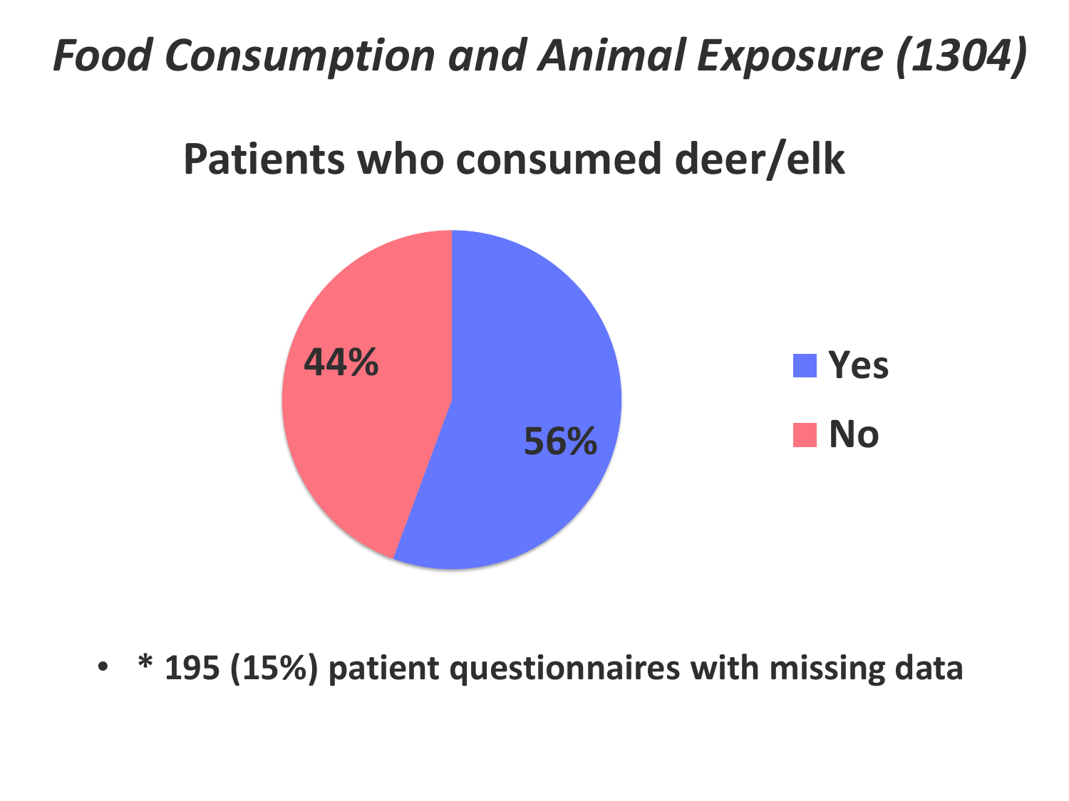# *Food Consumption and Animal Exposure (1304)*

## Patients who consumed deer/elk

| | Percentage |
|---|---|
| Yes | 56% |
| No | 44% |

- \* 195 (15%) patient questionnaires with missing data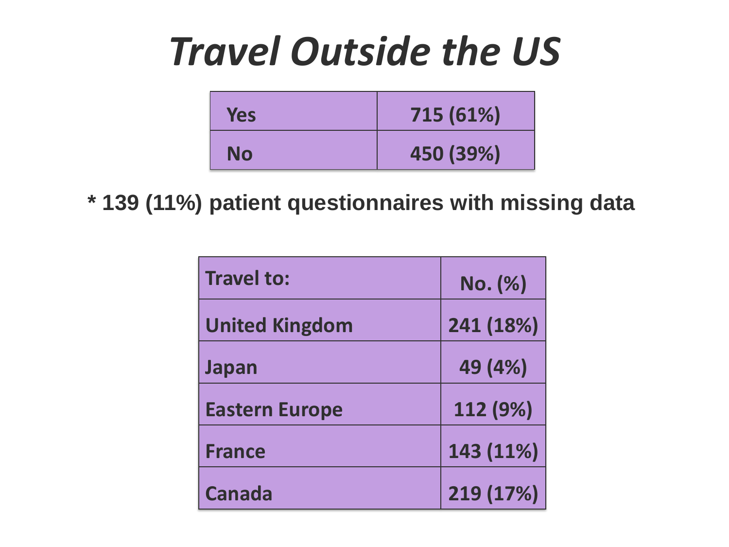# *Travel Outside the US*

| | |
|---|---|
| Yes | 715 (61%) |
| No | 450 (39%) |

**\* 139 (11%) patient questionnaires with missing data**

| Travel to: | No. (%) |
|---|---|
| United Kingdom | 241 (18%) |
| Japan | 49 (4%) |
| Eastern Europe | 112 (9%) |
| France | 143 (11%) |
| Canada | 219 (17%) |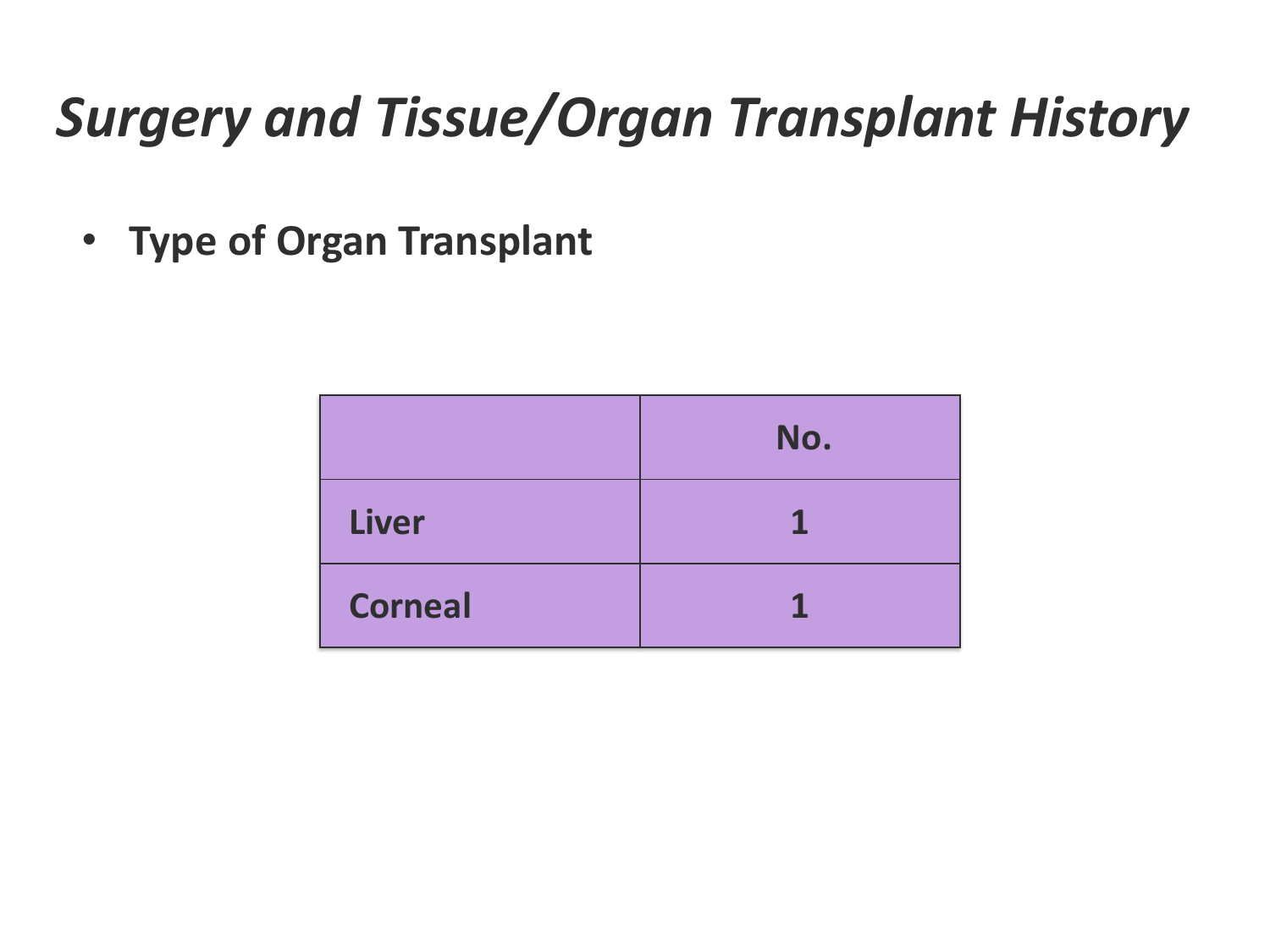# *Surgery and Tissue/Organ Transplant History*

- **Type of Organ Transplant**

| | No. |
|---|---|
| Liver | 1 |
| Corneal | 1 |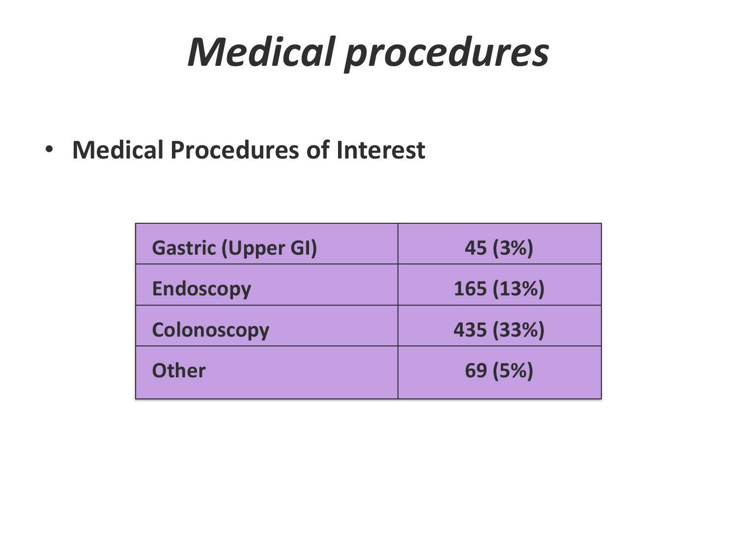# *Medical procedures*

- **Medical Procedures of Interest**

| | |
|---|---|
| **Gastric (Upper GI)** | **45 (3%)** |
| **Endoscopy** | **165 (13%)** |
| **Colonoscopy** | **435 (33%)** |
| **Other** | **69 (5%)** |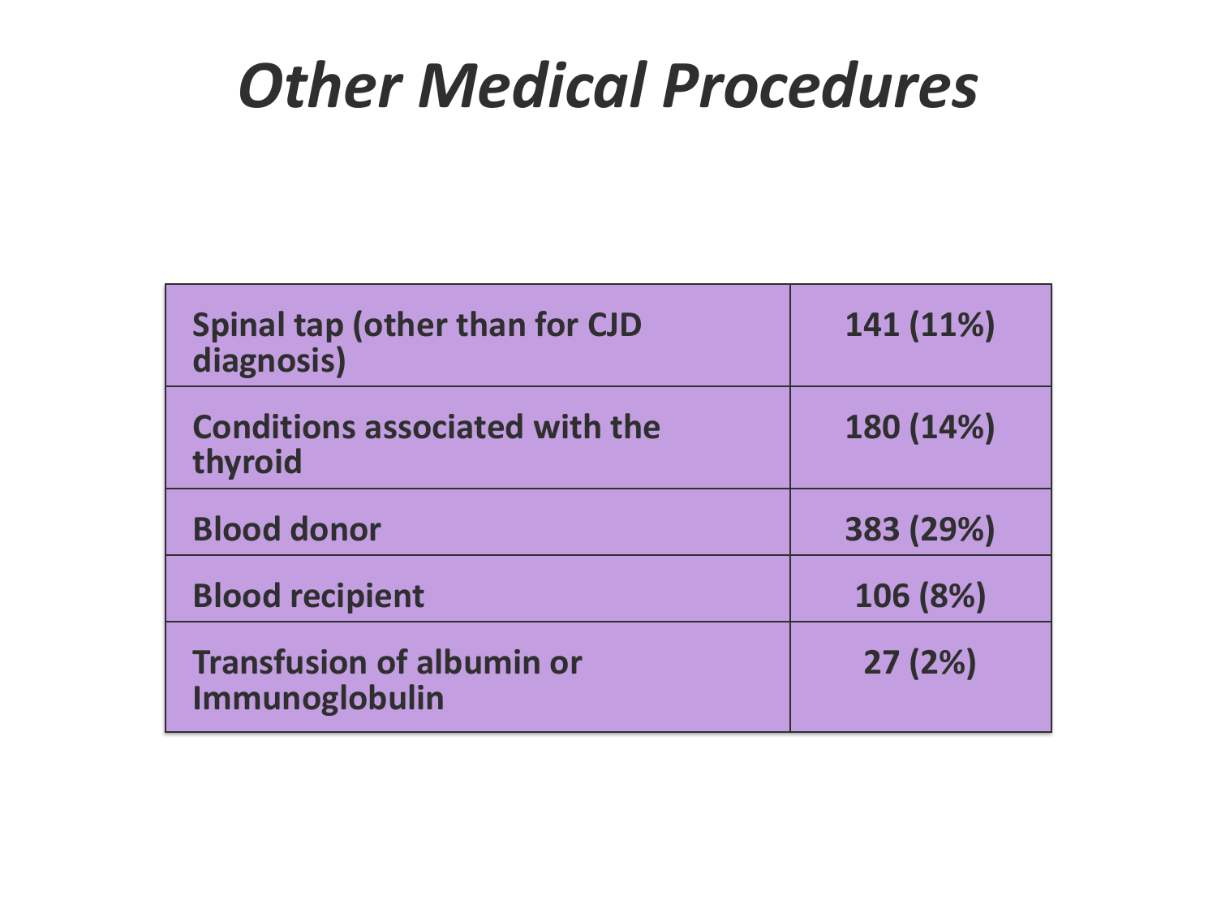# *Other Medical Procedures*

| | |
|---|---|
| **Spinal tap (other than for CJD diagnosis)** | **141 (11%)** |
| **Conditions associated with the thyroid** | **180 (14%)** |
| **Blood donor** | **383 (29%)** |
| **Blood recipient** | **106 (8%)** |
| **Transfusion of albumin or Immunoglobulin** | **27 (2%)** |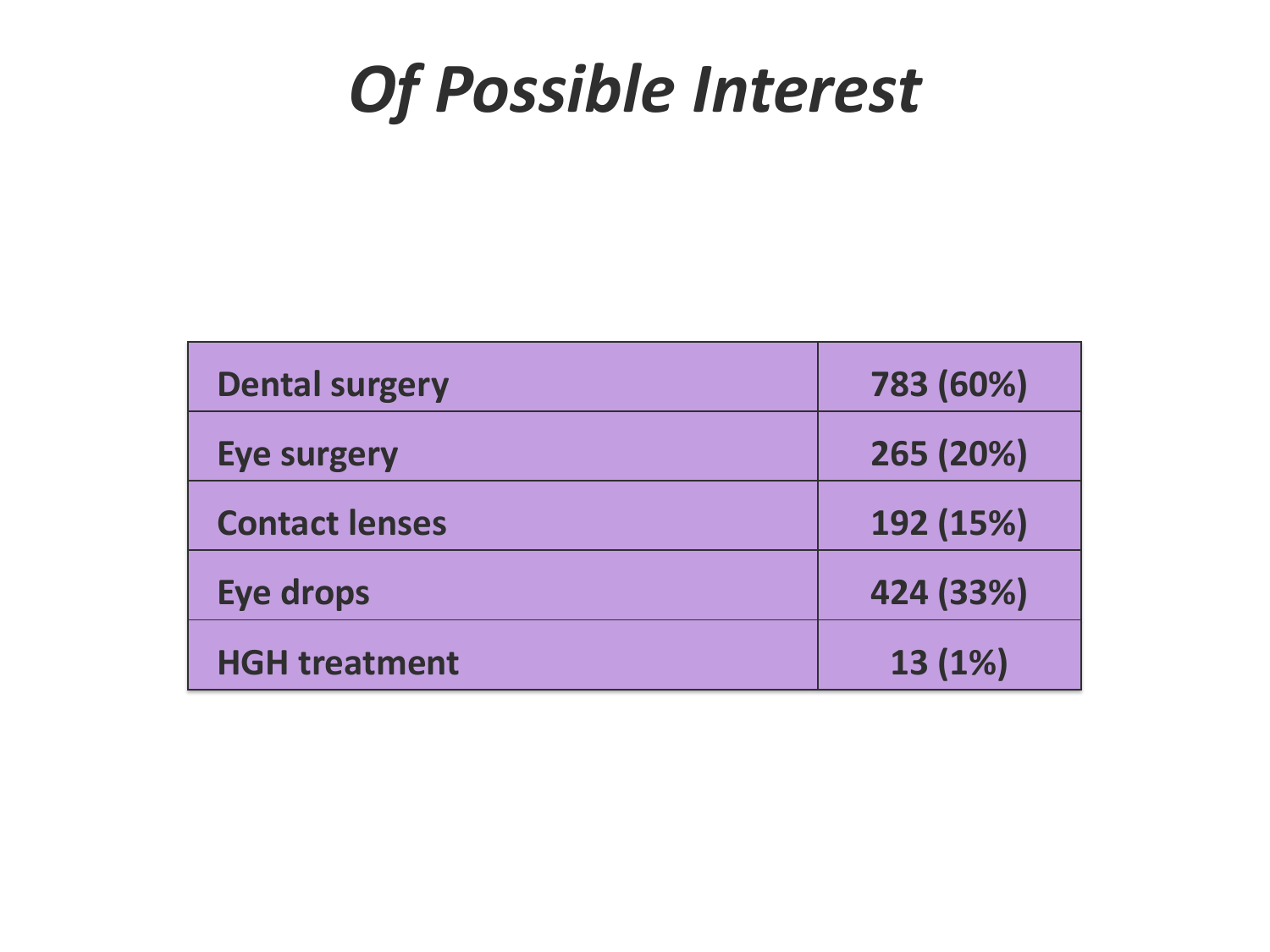# *Of Possible Interest*

| | |
|---|---|
| Dental surgery | 783 (60%) |
| Eye surgery | 265 (20%) |
| Contact lenses | 192 (15%) |
| Eye drops | 424 (33%) |
| HGH treatment | 13 (1%) |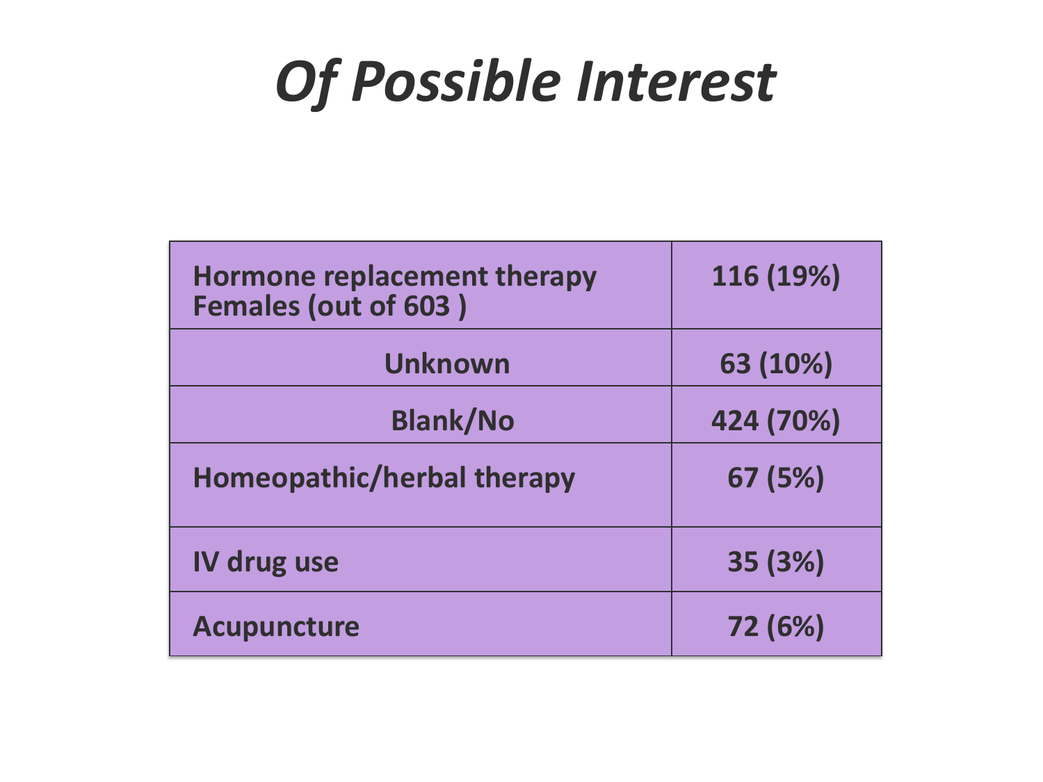# *Of Possible Interest*

| | |
|---|---|
| **Hormone replacement therapy Females (out of 603 )** | **116 (19%)** |
| **Unknown** | **63 (10%)** |
| **Blank/No** | **424 (70%)** |
| **Homeopathic/herbal therapy** | **67 (5%)** |
| **IV drug use** | **35 (3%)** |
| **Acupuncture** | **72 (6%)** |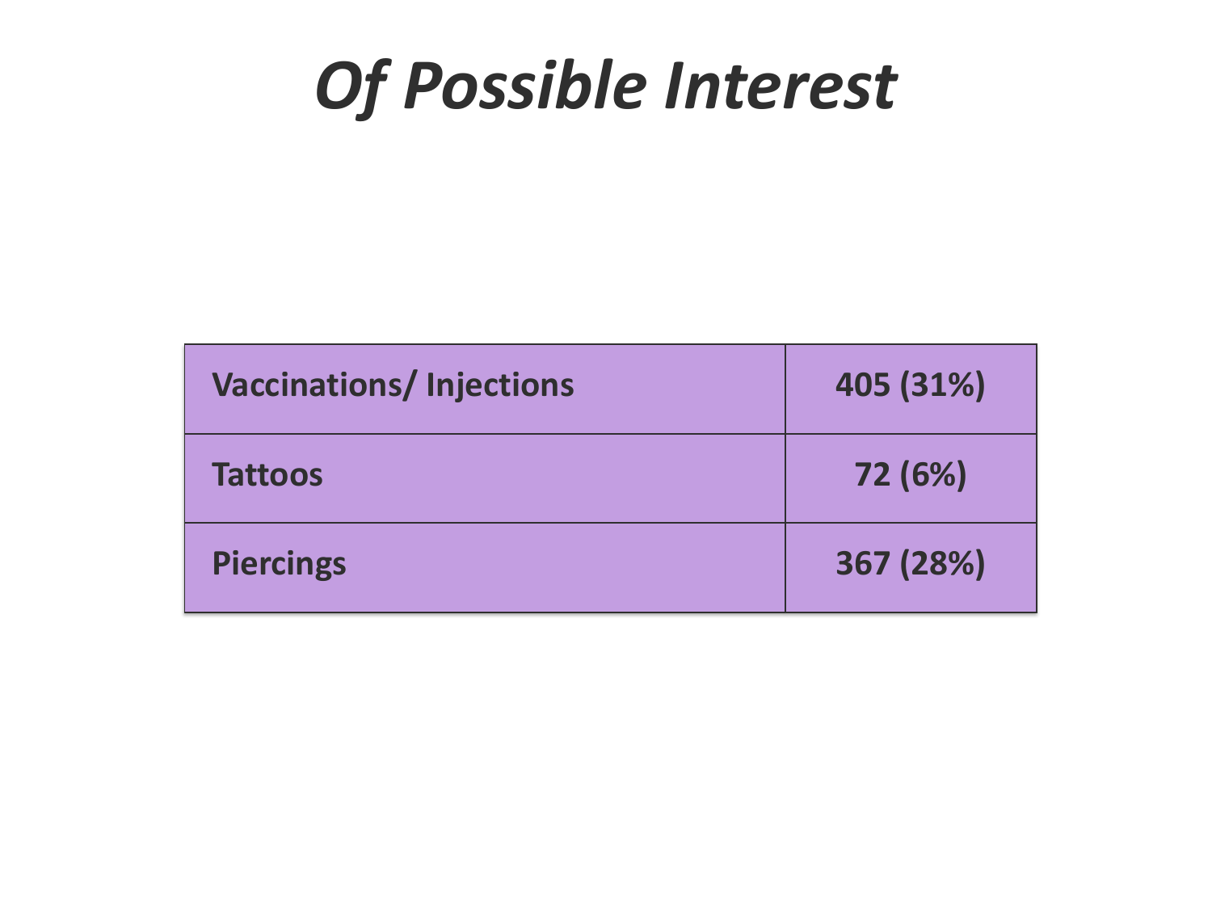# *Of Possible Interest*

| | |
|---|---|
| **Vaccinations/ Injections** | **405 (31%)** |
| **Tattoos** | **72 (6%)** |
| **Piercings** | **367 (28%)** |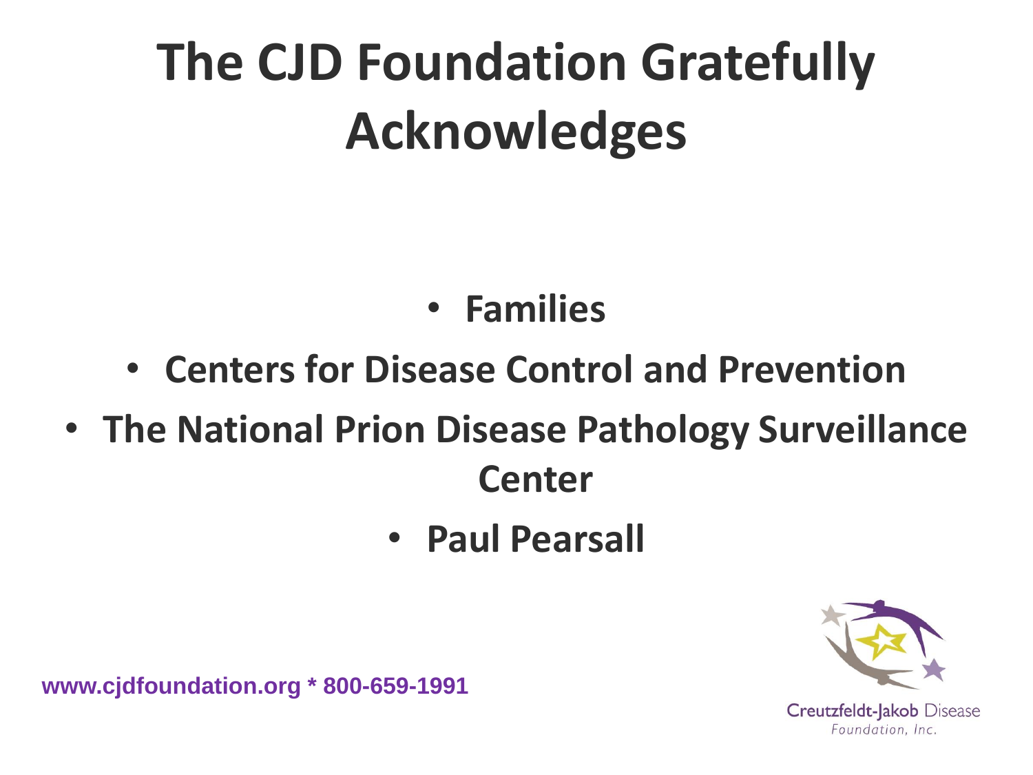# The CJD Foundation Gratefully Acknowledges

- Families
- Centers for Disease Control and Prevention
- The National Prion Disease Pathology Surveillance Center
- Paul Pearsall

www.cjdfoundation.org * 800-659-1991

Creutzfeldt-Jakob Disease Foundation, Inc.